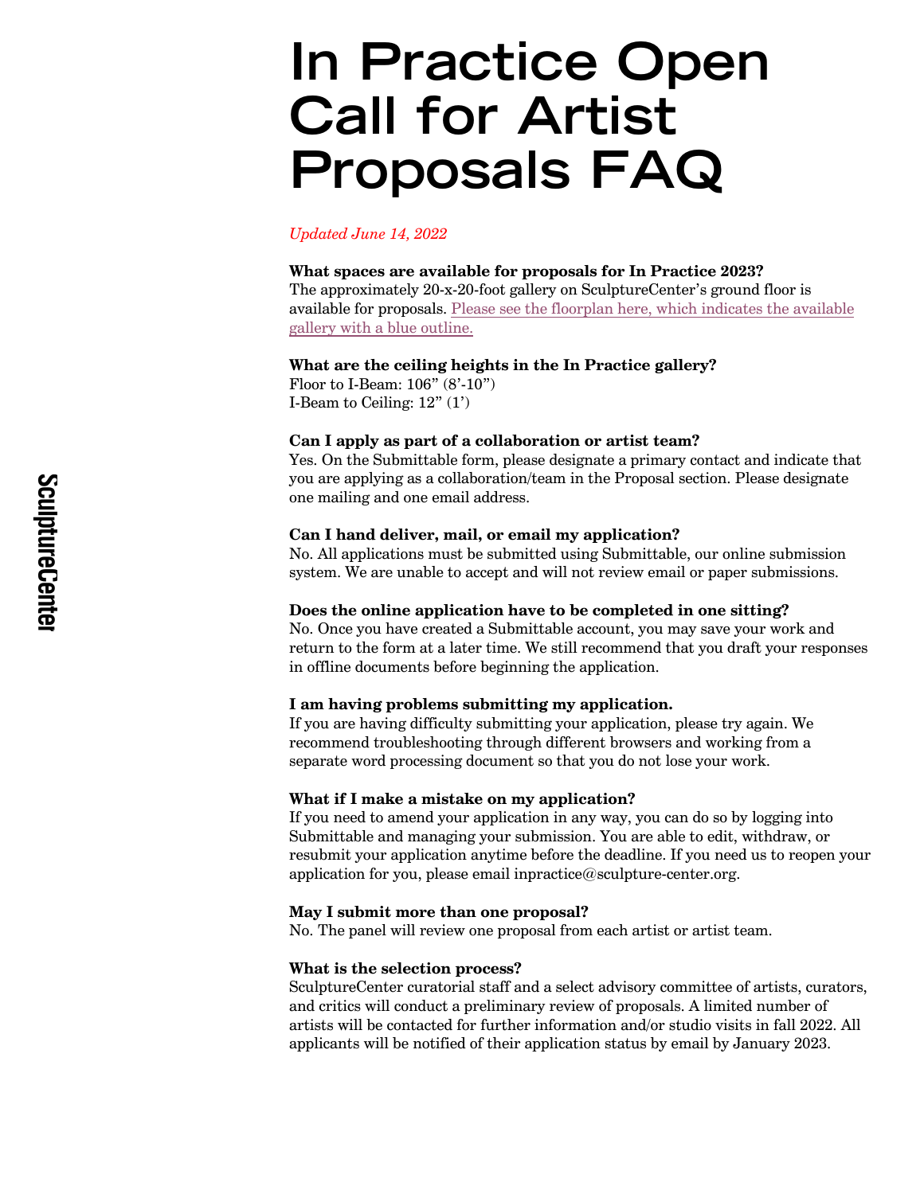# In Practice Open Call for Artist Proposals FAQ

*Updated June 14, 2022*

**What spaces are available for proposals for In Practice 2023?**
The approximately 20-x-20-foot gallery on SculptureCenter's ground floor is available for proposals. Please see the floorplan here, which indicates the available gallery with a blue outline.

**What are the ceiling heights in the In Practice gallery?**
Floor to I-Beam: 106" (8'-10")
I-Beam to Ceiling: 12" (1')

**Can I apply as part of a collaboration or artist team?**
Yes. On the Submittable form, please designate a primary contact and indicate that you are applying as a collaboration/team in the Proposal section. Please designate one mailing and one email address.

**Can I hand deliver, mail, or email my application?**
No. All applications must be submitted using Submittable, our online submission system. We are unable to accept and will not review email or paper submissions.

**Does the online application have to be completed in one sitting?**
No. Once you have created a Submittable account, you may save your work and return to the form at a later time. We still recommend that you draft your responses in offline documents before beginning the application.

**I am having problems submitting my application.**
If you are having difficulty submitting your application, please try again. We recommend troubleshooting through different browsers and working from a separate word processing document so that you do not lose your work.

**What if I make a mistake on my application?**
If you need to amend your application in any way, you can do so by logging into Submittable and managing your submission. You are able to edit, withdraw, or resubmit your application anytime before the deadline. If you need us to reopen your application for you, please email inpractice@sculpture-center.org.

**May I submit more than one proposal?**
No. The panel will review one proposal from each artist or artist team.

**What is the selection process?**
SculptureCenter curatorial staff and a select advisory committee of artists, curators, and critics will conduct a preliminary review of proposals. A limited number of artists will be contacted for further information and/or studio visits in fall 2022. All applicants will be notified of their application status by email by January 2023.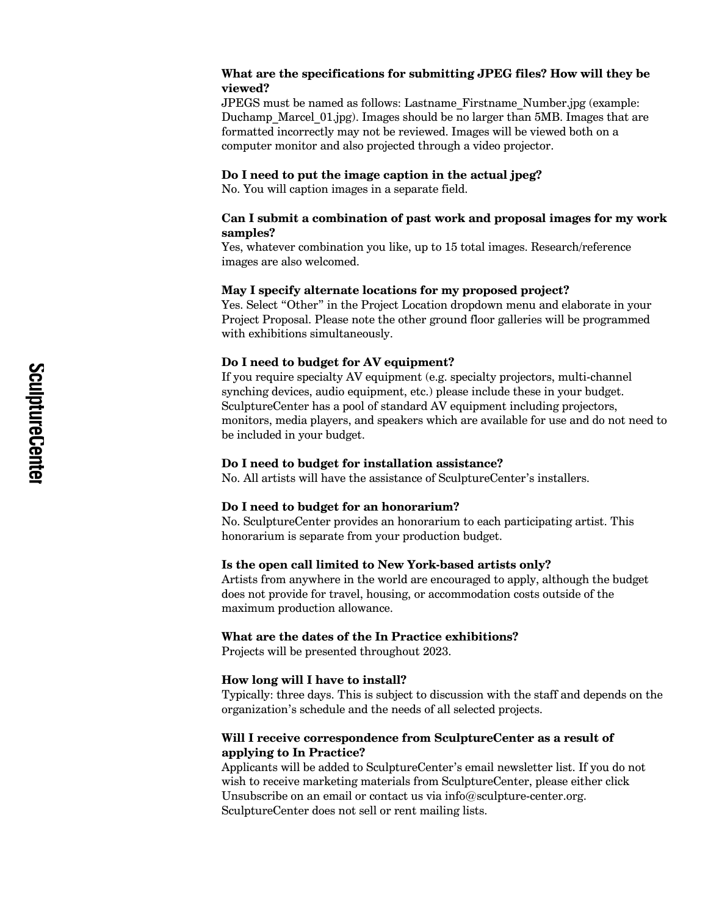**What are the specifications for submitting JPEG files? How will they be viewed?**
JPEGS must be named as follows: Lastname_Firstname_Number.jpg (example: Duchamp_Marcel_01.jpg). Images should be no larger than 5MB. Images that are formatted incorrectly may not be reviewed. Images will be viewed both on a computer monitor and also projected through a video projector.

**Do I need to put the image caption in the actual jpeg?**
No. You will caption images in a separate field.

**Can I submit a combination of past work and proposal images for my work samples?**
Yes, whatever combination you like, up to 15 total images. Research/reference images are also welcomed.

**May I specify alternate locations for my proposed project?**
Yes. Select "Other" in the Project Location dropdown menu and elaborate in your Project Proposal. Please note the other ground floor galleries will be programmed with exhibitions simultaneously.

**Do I need to budget for AV equipment?**
If you require specialty AV equipment (e.g. specialty projectors, multi-channel synching devices, audio equipment, etc.) please include these in your budget. SculptureCenter has a pool of standard AV equipment including projectors, monitors, media players, and speakers which are available for use and do not need to be included in your budget.

**Do I need to budget for installation assistance?**
No. All artists will have the assistance of SculptureCenter's installers.

**Do I need to budget for an honorarium?**
No. SculptureCenter provides an honorarium to each participating artist. This honorarium is separate from your production budget.

**Is the open call limited to New York-based artists only?**
Artists from anywhere in the world are encouraged to apply, although the budget does not provide for travel, housing, or accommodation costs outside of the maximum production allowance.

**What are the dates of the In Practice exhibitions?**
Projects will be presented throughout 2023.

**How long will I have to install?**
Typically: three days. This is subject to discussion with the staff and depends on the organization's schedule and the needs of all selected projects.

**Will I receive correspondence from SculptureCenter as a result of applying to In Practice?**
Applicants will be added to SculptureCenter's email newsletter list. If you do not wish to receive marketing materials from SculptureCenter, please either click Unsubscribe on an email or contact us via info@sculpture-center.org. SculptureCenter does not sell or rent mailing lists.